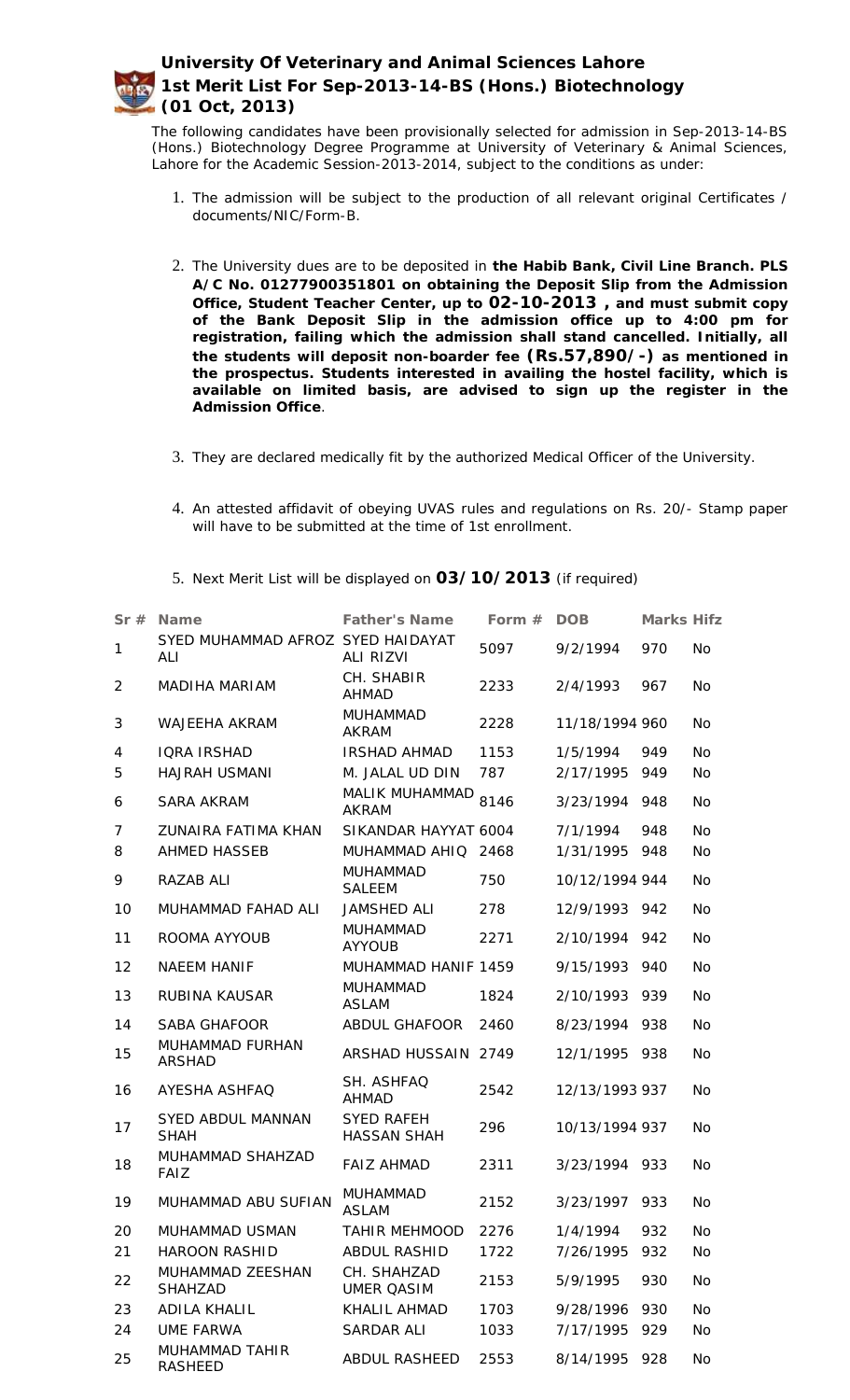# University Of Veterinary and Animal Sciences Lahore
## 1st Merit List For Sep-2013-14-BS (Hons.) Biotechnology (01 Oct, 2013)

The following candidates have been provisionally selected for admission in Sep-2013-14-BS (Hons.) Biotechnology Degree Programme at University of Veterinary & Animal Sciences, Lahore for the Academic Session-2013-2014, subject to the conditions as under:

1. The admission will be subject to the production of all relevant original Certificates / documents/NIC/Form-B.
2. The University dues are to be deposited in **the Habib Bank, Civil Line Branch. PLS A/C No. 01277900351801 on obtaining the Deposit Slip from the Admission Office, Student Teacher Center, up to 02-10-2013 , and must submit copy of the Bank Deposit Slip in the admission office up to 4:00 pm for registration, failing which the admission shall stand cancelled. Initially, all the students will deposit non-boarder fee (Rs.57,890/-) as mentioned in the prospectus. Students interested in availing the hostel facility, which is available on limited basis, are advised to sign up the register in the Admission Office**.
3. They are declared medically fit by the authorized Medical Officer of the University.
4. An attested affidavit of obeying UVAS rules and regulations on Rs. 20/- Stamp paper will have to be submitted at the time of 1st enrollment.
5. Next Merit List will be displayed on **03/10/2013** (if required)

| Sr # | Name | Father's Name | Form # | DOB | Marks | Hifz |
|---|---|---|---|---|---|---|
| 1 | SYED MUHAMMAD AFROZ ALI | SYED HAIDAYAT ALI RIZVI | 5097 | 9/2/1994 | 970 | No |
| 2 | MADIHA MARIAM | CH. SHABIR AHMAD | 2233 | 2/4/1993 | 967 | No |
| 3 | WAJEEHA AKRAM | MUHAMMAD AKRAM | 2228 | 11/18/1994 | 960 | No |
| 4 | IQRA IRSHAD | IRSHAD AHMAD | 1153 | 1/5/1994 | 949 | No |
| 5 | HAJRAH USMANI | M. JALAL UD DIN | 787 | 2/17/1995 | 949 | No |
| 6 | SARA AKRAM | MALIK MUHAMMAD AKRAM | 8146 | 3/23/1994 | 948 | No |
| 7 | ZUNAIRA FATIMA KHAN | SIKANDAR HAYYAT | 6004 | 7/1/1994 | 948 | No |
| 8 | AHMED HASSEB | MUHAMMAD AHIQ | 2468 | 1/31/1995 | 948 | No |
| 9 | RAZAB ALI | MUHAMMAD SALEEM | 750 | 10/12/1994 | 944 | No |
| 10 | MUHAMMAD FAHAD ALI | JAMSHED ALI | 278 | 12/9/1993 | 942 | No |
| 11 | ROOMA AYYOUB | MUHAMMAD AYYOUB | 2271 | 2/10/1994 | 942 | No |
| 12 | NAEEM HANIF | MUHAMMAD HANIF | 1459 | 9/15/1993 | 940 | No |
| 13 | RUBINA KAUSAR | MUHAMMAD ASLAM | 1824 | 2/10/1993 | 939 | No |
| 14 | SABA GHAFOOR | ABDUL GHAFOOR | 2460 | 8/23/1994 | 938 | No |
| 15 | MUHAMMAD FURHAN ARSHAD | ARSHAD HUSSAIN | 2749 | 12/1/1995 | 938 | No |
| 16 | AYESHA ASHFAQ | SH. ASHFAQ AHMAD | 2542 | 12/13/1993 | 937 | No |
| 17 | SYED ABDUL MANNAN SHAH | SYED RAFEH HASSAN SHAH | 296 | 10/13/1994 | 937 | No |
| 18 | MUHAMMAD SHAHZAD FAIZ | FAIZ AHMAD | 2311 | 3/23/1994 | 933 | No |
| 19 | MUHAMMAD ABU SUFIAN | MUHAMMAD ASLAM | 2152 | 3/23/1997 | 933 | No |
| 20 | MUHAMMAD USMAN | TAHIR MEHMOOD | 2276 | 1/4/1994 | 932 | No |
| 21 | HAROON RASHID | ABDUL RASHID | 1722 | 7/26/1995 | 932 | No |
| 22 | MUHAMMAD ZEESHAN SHAHZAD | CH. SHAHZAD UMER QASIM | 2153 | 5/9/1995 | 930 | No |
| 23 | ADILA KHALIL | KHALIL AHMAD | 1703 | 9/28/1996 | 930 | No |
| 24 | UME FARWA | SARDAR ALI | 1033 | 7/17/1995 | 929 | No |
| 25 | MUHAMMAD TAHIR RASHEED | ABDUL RASHEED | 2553 | 8/14/1995 | 928 | No |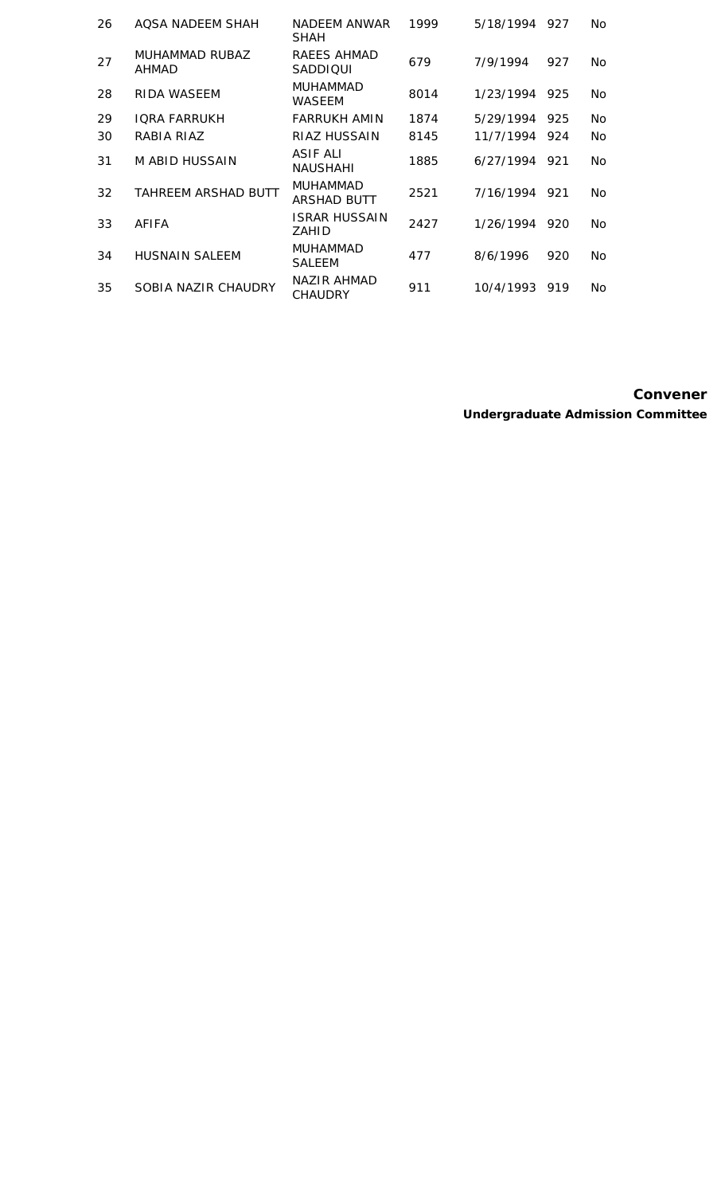| | | | | | | |
|---|---|---|---|---|---|---|
| 26 | AQSA NADEEM SHAH | NADEEM ANWAR SHAH | 1999 | 5/18/1994 | 927 | No |
| 27 | MUHAMMAD RUBAZ AHMAD | RAEES AHMAD SADDIQUI | 679 | 7/9/1994 | 927 | No |
| 28 | RIDA WASEEM | MUHAMMAD WASEEM | 8014 | 1/23/1994 | 925 | No |
| 29 | IQRA FARRUKH | FARRUKH AMIN | 1874 | 5/29/1994 | 925 | No |
| 30 | RABIA RIAZ | RIAZ HUSSAIN | 8145 | 11/7/1994 | 924 | No |
| 31 | M ABID HUSSAIN | ASIF ALI NAUSHAHI | 1885 | 6/27/1994 | 921 | No |
| 32 | TAHREEM ARSHAD BUTT | MUHAMMAD ARSHAD BUTT | 2521 | 7/16/1994 | 921 | No |
| 33 | AFIFA | ISRAR HUSSAIN ZAHID | 2427 | 1/26/1994 | 920 | No |
| 34 | HUSNAIN SALEEM | MUHAMMAD SALEEM | 477 | 8/6/1996 | 920 | No |
| 35 | SOBIA NAZIR CHAUDRY | NAZIR AHMAD CHAUDRY | 911 | 10/4/1993 | 919 | No |

**Convener**
**Undergraduate Admission Committee**